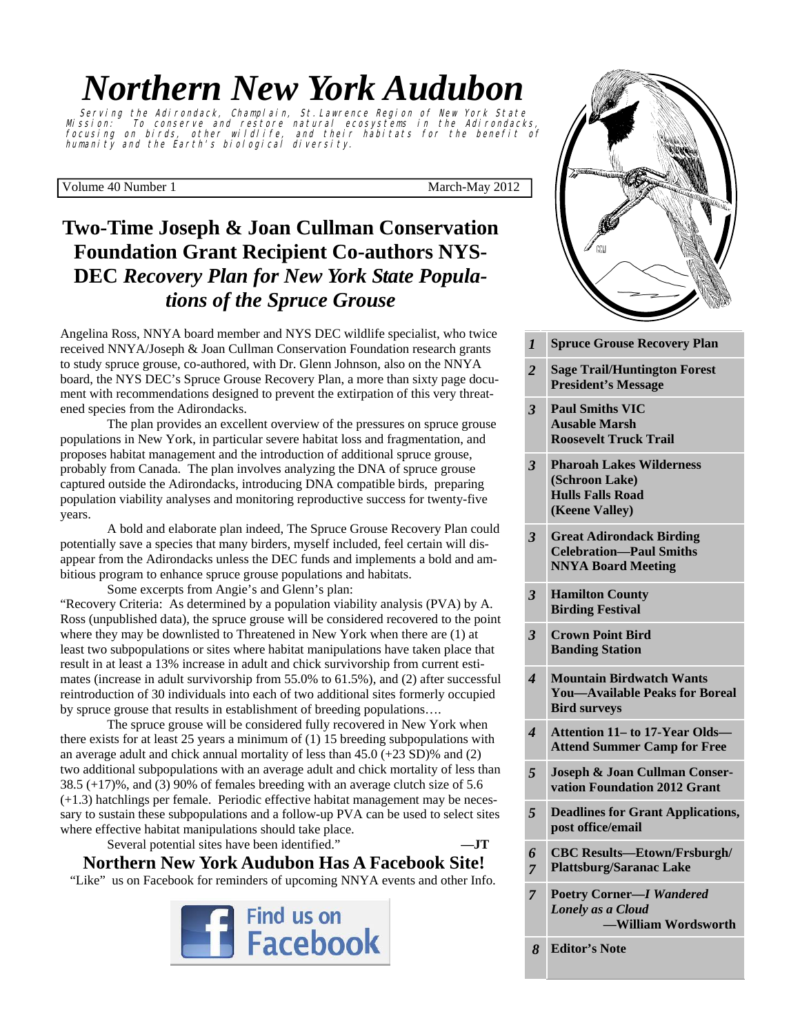# Northern New York Audubon

Serving the Adirondack, Champlain, St.Lawrence Region of New York State
Mission: To conserve and restore natural ecosystems in the Adirondacks, focusing on birds, other wildlife, and their habitats for the benefit of humanity and the Earth's biological diversity.

Volume 40 Number 1 March-May 2012

## Two-Time Joseph & Joan Cullman Conservation Foundation Grant Recipient Co-authors NYS-DEC *Recovery Plan for New York State Populations of the Spruce Grouse*

Angelina Ross, NNYA board member and NYS DEC wildlife specialist, who twice received NNYA/Joseph & Joan Cullman Conservation Foundation research grants to study spruce grouse, co-authored, with Dr. Glenn Johnson, also on the NNYA board, the NYS DEC's Spruce Grouse Recovery Plan, a more than sixty page document with recommendations designed to prevent the extirpation of this very threatened species from the Adirondacks.

The plan provides an excellent overview of the pressures on spruce grouse populations in New York, in particular severe habitat loss and fragmentation, and proposes habitat management and the introduction of additional spruce grouse, probably from Canada. The plan involves analyzing the DNA of spruce grouse captured outside the Adirondacks, introducing DNA compatible birds, preparing population viability analyses and monitoring reproductive success for twenty-five years.

A bold and elaborate plan indeed, The Spruce Grouse Recovery Plan could potentially save a species that many birders, myself included, feel certain will disappear from the Adirondacks unless the DEC funds and implements a bold and ambitious program to enhance spruce grouse populations and habitats.

Some excerpts from Angie's and Glenn's plan:

"Recovery Criteria: As determined by a population viability analysis (PVA) by A. Ross (unpublished data), the spruce grouse will be considered recovered to the point where they may be downlisted to Threatened in New York when there are (1) at least two subpopulations or sites where habitat manipulations have taken place that result in at least a 13% increase in adult and chick survivorship from current estimates (increase in adult survivorship from 55.0% to 61.5%), and (2) after successful reintroduction of 30 individuals into each of two additional sites formerly occupied by spruce grouse that results in establishment of breeding populations….

The spruce grouse will be considered fully recovered in New York when there exists for at least 25 years a minimum of (1) 15 breeding subpopulations with an average adult and chick annual mortality of less than 45.0 (+23 SD)% and (2) two additional subpopulations with an average adult and chick mortality of less than 38.5 (+17)%, and (3) 90% of females breeding with an average clutch size of 5.6 (+1.3) hatchlings per female. Periodic effective habitat management may be necessary to sustain these subpopulations and a follow-up PVA can be used to select sites where effective habitat manipulations should take place.

Several potential sites have been identified." —JT

## Northern New York Audubon Has A Facebook Site!

"Like" us on Facebook for reminders of upcoming NNYA events and other Info.

Find us on Facebook

| | |
|---|---|
| *1* | **Spruce Grouse Recovery Plan** |
| *2* | **Sage Trail/Huntington Forest President's Message** |
| *3* | **Paul Smiths VIC Ausable Marsh Roosevelt Truck Trail** |
| *3* | **Pharoah Lakes Wilderness (Schroon Lake) Hulls Falls Road (Keene Valley)** |
| *3* | **Great Adirondack Birding Celebration—Paul Smiths NNYA Board Meeting** |
| *3* | **Hamilton County Birding Festival** |
| *3* | **Crown Point Bird Banding Station** |
| *4* | **Mountain Birdwatch Wants You—Available Peaks for Boreal Bird surveys** |
| *4* | **Attention 11– to 17-Year Olds—Attend Summer Camp for Free** |
| *5* | **Joseph & Joan Cullman Conservation Foundation 2012 Grant** |
| *5* | **Deadlines for Grant Applications, post office/email** |
| *6 7* | **CBC Results—Etown/Frsburgh/ Plattsburg/Saranac Lake** |
| *7* | **Poetry Corner—*I Wandered Lonely as a Cloud* —William Wordsworth** |
| *8* | **Editor's Note** |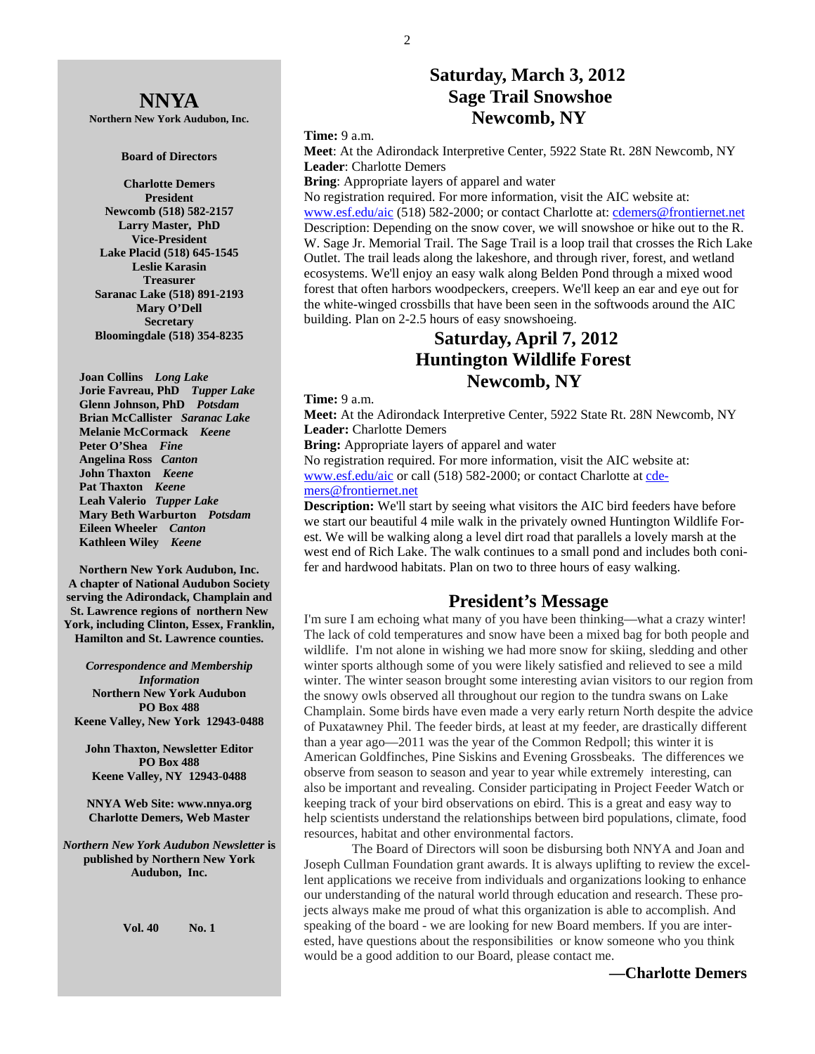**NNYA**

**Northern New York Audubon, Inc.**

**Board of Directors**

**Charlotte Demers**
**President**
**Newcomb (518) 582-2157**
**Larry Master, PhD**
**Vice-President**
**Lake Placid (518) 645-1545**
**Leslie Karasin**
**Treasurer**
**Saranac Lake (518) 891-2193**
**Mary O'Dell**
**Secretary**
**Bloomingdale (518) 354-8235**

**Joan Collins** ***Long Lake***
**Jorie Favreau, PhD** ***Tupper Lake***
**Glenn Johnson, PhD** ***Potsdam***
**Brian McCallister** ***Saranac Lake***
**Melanie McCormack** ***Keene***
**Peter O'Shea** ***Fine***
**Angelina Ross** ***Canton***
**John Thaxton** ***Keene***
**Pat Thaxton** ***Keene***
**Leah Valerio** ***Tupper Lake***
**Mary Beth Warburton** ***Potsdam***
**Eileen Wheeler** ***Canton***
**Kathleen Wiley** ***Keene***

**Northern New York Audubon, Inc. A chapter of National Audubon Society serving the Adirondack, Champlain and St. Lawrence regions of northern New York, including Clinton, Essex, Franklin, Hamilton and St. Lawrence counties.**

***Correspondence and Membership Information***
**Northern New York Audubon**
**PO Box 488**
**Keene Valley, New York 12943-0488**

**John Thaxton, Newsletter Editor**
**PO Box 488**
**Keene Valley, NY 12943-0488**

**NNYA Web Site: www.nnya.org**
**Charlotte Demers, Web Master**

***Northern New York Audubon Newsletter*** **is published by Northern New York Audubon, Inc.**

**Vol. 40 No. 1**

## Saturday, March 3, 2012
## Sage Trail Snowshoe
## Newcomb, NY

**Time:** 9 a.m.
**Meet**: At the Adirondack Interpretive Center, 5922 State Rt. 28N Newcomb, NY
**Leader**: Charlotte Demers
**Bring**: Appropriate layers of apparel and water
No registration required. For more information, visit the AIC website at: www.esf.edu/aic (518) 582-2000; or contact Charlotte at: cdemers@frontiernet.net
Description: Depending on the snow cover, we will snowshoe or hike out to the R. W. Sage Jr. Memorial Trail. The Sage Trail is a loop trail that crosses the Rich Lake Outlet. The trail leads along the lakeshore, and through river, forest, and wetland ecosystems. We'll enjoy an easy walk along Belden Pond through a mixed wood forest that often harbors woodpeckers, creepers. We'll keep an ear and eye out for the white-winged crossbills that have been seen in the softwoods around the AIC building. Plan on 2-2.5 hours of easy snowshoeing.

## Saturday, April 7, 2012
## Huntington Wildlife Forest
## Newcomb, NY

**Time:** 9 a.m.
**Meet:** At the Adirondack Interpretive Center, 5922 State Rt. 28N Newcomb, NY
**Leader:** Charlotte Demers
**Bring:** Appropriate layers of apparel and water
No registration required. For more information, visit the AIC website at: www.esf.edu/aic or call (518) 582-2000; or contact Charlotte at cdemers@frontiernet.net
**Description:** We'll start by seeing what visitors the AIC bird feeders have before we start our beautiful 4 mile walk in the privately owned Huntington Wildlife Forest. We will be walking along a level dirt road that parallels a lovely marsh at the west end of Rich Lake. The walk continues to a small pond and includes both conifer and hardwood habitats. Plan on two to three hours of easy walking.

## President's Message

I'm sure I am echoing what many of you have been thinking—what a crazy winter! The lack of cold temperatures and snow have been a mixed bag for both people and wildlife. I'm not alone in wishing we had more snow for skiing, sledding and other winter sports although some of you were likely satisfied and relieved to see a mild winter. The winter season brought some interesting avian visitors to our region from the snowy owls observed all throughout our region to the tundra swans on Lake Champlain. Some birds have even made a very early return North despite the advice of Puxatawney Phil. The feeder birds, at least at my feeder, are drastically different than a year ago—2011 was the year of the Common Redpoll; this winter it is American Goldfinches, Pine Siskins and Evening Grossbeaks. The differences we observe from season to season and year to year while extremely interesting, can also be important and revealing. Consider participating in Project Feeder Watch or keeping track of your bird observations on ebird. This is a great and easy way to help scientists understand the relationships between bird populations, climate, food resources, habitat and other environmental factors.

The Board of Directors will soon be disbursing both NNYA and Joan and Joseph Cullman Foundation grant awards. It is always uplifting to review the excellent applications we receive from individuals and organizations looking to enhance our understanding of the natural world through education and research. These projects always make me proud of what this organization is able to accomplish. And speaking of the board - we are looking for new Board members. If you are interested, have questions about the responsibilities or know someone who you think would be a good addition to our Board, please contact me.

**—Charlotte Demers**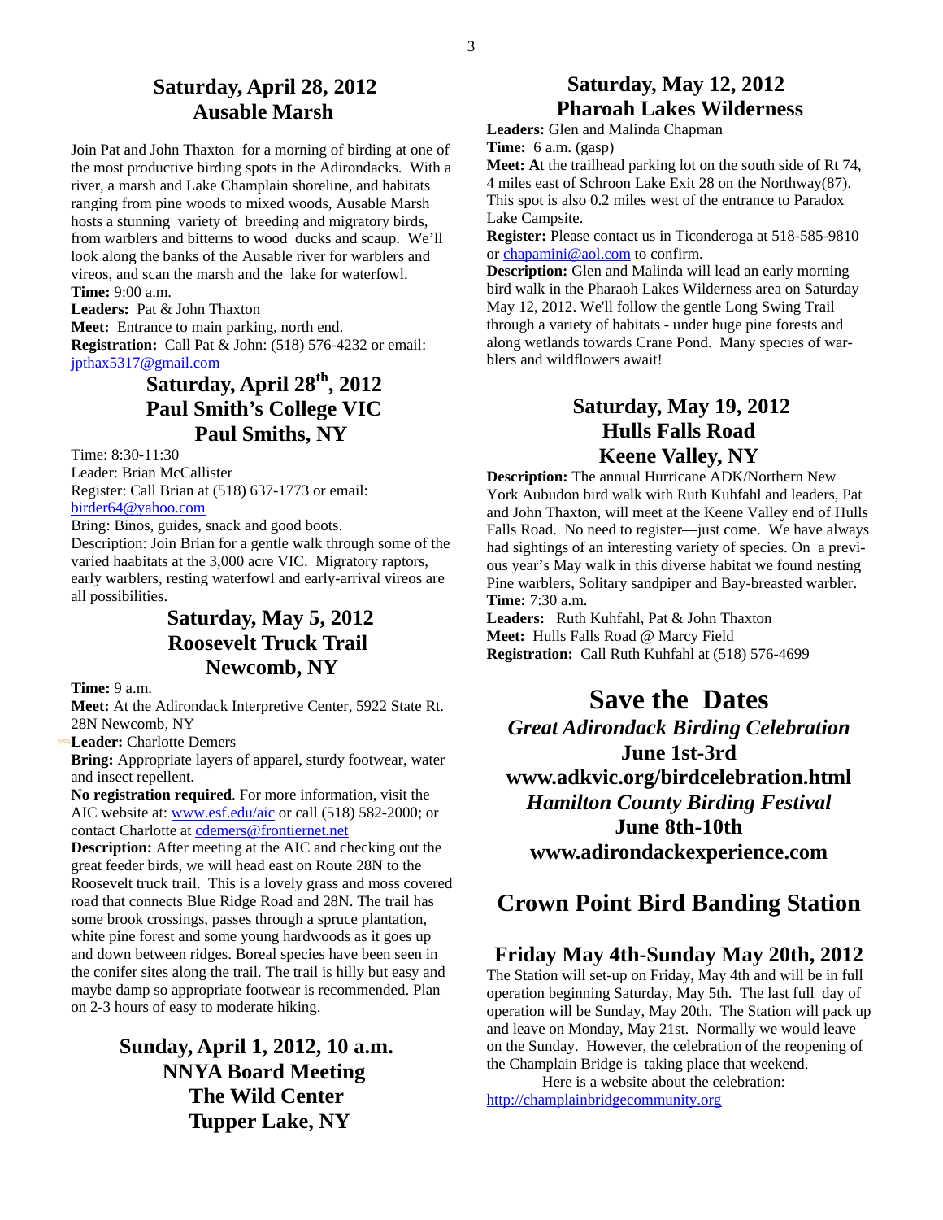## Saturday, April 28, 2012
## Ausable Marsh

Join Pat and John Thaxton for a morning of birding at one of the most productive birding spots in the Adirondacks. With a river, a marsh and Lake Champlain shoreline, and habitats ranging from pine woods to mixed woods, Ausable Marsh hosts a stunning variety of breeding and migratory birds, from warblers and bitterns to wood ducks and scaup. We'll look along the banks of the Ausable river for warblers and vireos, and scan the marsh and the lake for waterfowl.

**Time:** 9:00 a.m.

**Leaders:** Pat & John Thaxton

**Meet:** Entrance to main parking, north end.

**Registration:** Call Pat & John: (518) 576-4232 or email: jpthax5317@gmail.com

## Saturday, April 28th, 2012
## Paul Smith's College VIC
## Paul Smiths, NY

Time: 8:30-11:30

Leader: Brian McCallister

Register: Call Brian at (518) 637-1773 or email: birder64@yahoo.com

Bring: Binos, guides, snack and good boots.

Description: Join Brian for a gentle walk through some of the varied haabitats at the 3,000 acre VIC. Migratory raptors, early warblers, resting waterfowl and early-arrival vireos are all possibilities.

## Saturday, May 5, 2012
## Roosevelt Truck Trail
## Newcomb, NY

**Time:** 9 a.m.

**Meet:** At the Adirondack Interpretive Center, 5922 State Rt. 28N Newcomb, NY

**Leader:** Charlotte Demers

**Bring:** Appropriate layers of apparel, sturdy footwear, water and insect repellent.

**No registration required**. For more information, visit the AIC website at: www.esf.edu/aic or call (518) 582-2000; or contact Charlotte at cdemers@frontiernet.net

**Description:** After meeting at the AIC and checking out the great feeder birds, we will head east on Route 28N to the Roosevelt truck trail. This is a lovely grass and moss covered road that connects Blue Ridge Road and 28N. The trail has some brook crossings, passes through a spruce plantation, white pine forest and some young hardwoods as it goes up and down between ridges. Boreal species have been seen in the conifer sites along the trail. The trail is hilly but easy and maybe damp so appropriate footwear is recommended. Plan on 2-3 hours of easy to moderate hiking.

## Sunday, April 1, 2012, 10 a.m.
## NNYA Board Meeting
## The Wild Center
## Tupper Lake, NY

## Saturday, May 12, 2012
## Pharoah Lakes Wilderness

**Leaders:** Glen and Malinda Chapman

**Time:** 6 a.m. (gasp)

**Meet:** At the trailhead parking lot on the south side of Rt 74, 4 miles east of Schroon Lake Exit 28 on the Northway(87). This spot is also 0.2 miles west of the entrance to Paradox Lake Campsite.

**Register:** Please contact us in Ticonderoga at 518-585-9810 or chapamini@aol.com to confirm.

**Description:** Glen and Malinda will lead an early morning bird walk in the Pharaoh Lakes Wilderness area on Saturday May 12, 2012. We'll follow the gentle Long Swing Trail through a variety of habitats - under huge pine forests and along wetlands towards Crane Pond. Many species of warblers and wildflowers await!

## Saturday, May 19, 2012
## Hulls Falls Road
## Keene Valley, NY

**Description:** The annual Hurricane ADK/Northern New York Audubon bird walk with Ruth Kuhfahl and leaders, Pat and John Thaxton, will meet at the Keene Valley end of Hulls Falls Road. No need to register—just come. We have always had sightings of an interesting variety of species. On a previous year's May walk in this diverse habitat we found nesting Pine warblers, Solitary sandpiper and Bay-breasted warbler.

**Time:** 7:30 a.m.

**Leaders:** Ruth Kuhfahl, Pat & John Thaxton

**Meet:** Hulls Falls Road @ Marcy Field

**Registration:** Call Ruth Kuhfahl at (518) 576-4699

# Save the Dates

***Great Adirondack Birding Celebration***

**June 1st-3rd**

**www.adkvic.org/birdcelebration.html**

***Hamilton County Birding Festival***

**June 8th-10th**

**www.adirondackexperience.com**

# Crown Point Bird Banding Station

## Friday May 4th-Sunday May 20th, 2012

The Station will set-up on Friday, May 4th and will be in full operation beginning Saturday, May 5th. The last full day of operation will be Sunday, May 20th. The Station will pack up and leave on Monday, May 21st. Normally we would leave on the Sunday. However, the celebration of the reopening of the Champlain Bridge is taking place that weekend.

Here is a website about the celebration: http://champlainbridgecommunity.org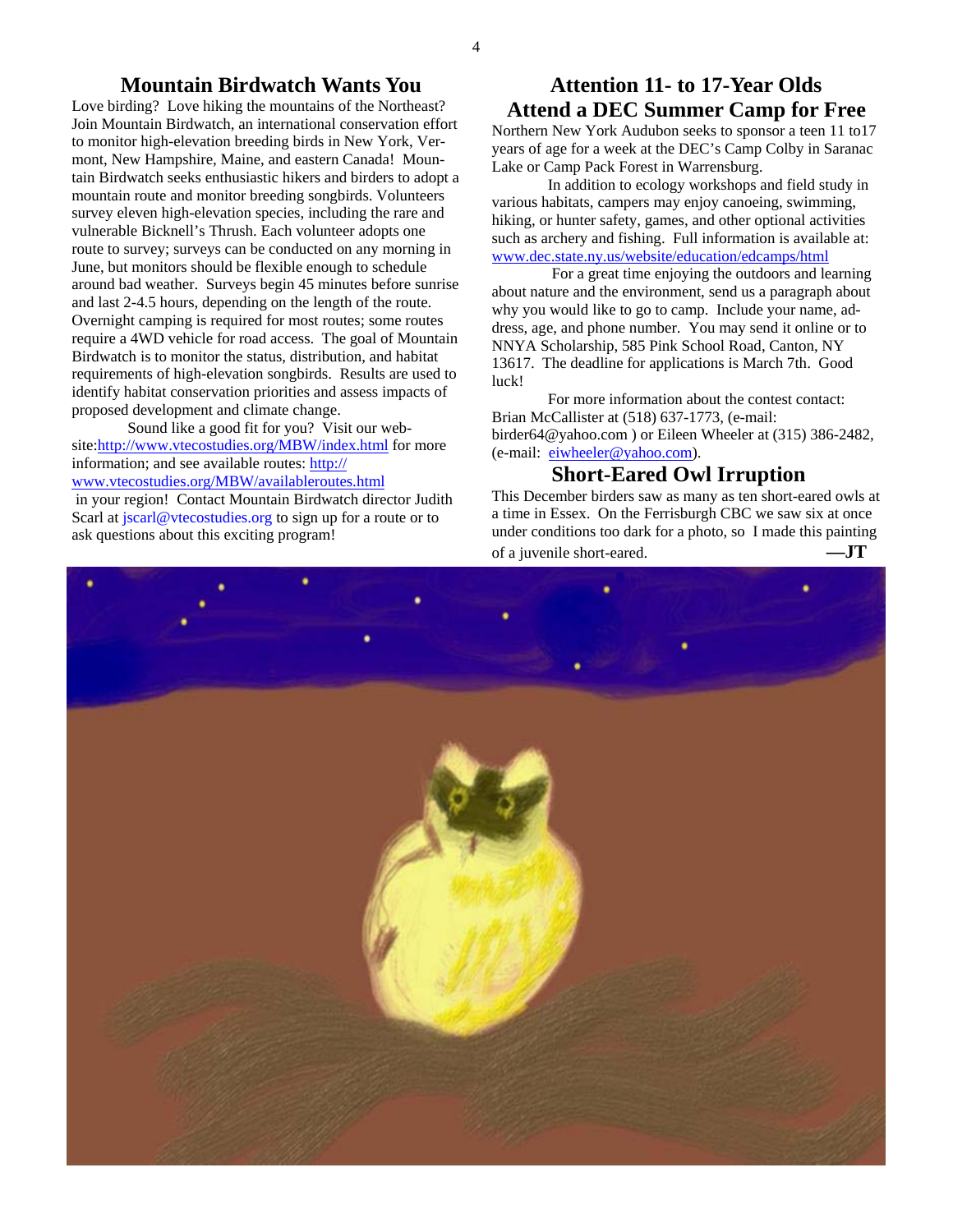## Mountain Birdwatch Wants You

Love birding? Love hiking the mountains of the Northeast? Join Mountain Birdwatch, an international conservation effort to monitor high-elevation breeding birds in New York, Vermont, New Hampshire, Maine, and eastern Canada! Mountain Birdwatch seeks enthusiastic hikers and birders to adopt a mountain route and monitor breeding songbirds. Volunteers survey eleven high-elevation species, including the rare and vulnerable Bicknell's Thrush. Each volunteer adopts one route to survey; surveys can be conducted on any morning in June, but monitors should be flexible enough to schedule around bad weather. Surveys begin 45 minutes before sunrise and last 2-4.5 hours, depending on the length of the route. Overnight camping is required for most routes; some routes require a 4WD vehicle for road access. The goal of Mountain Birdwatch is to monitor the status, distribution, and habitat requirements of high-elevation songbirds. Results are used to identify habitat conservation priorities and assess impacts of proposed development and climate change.

Sound like a good fit for you? Visit our website:http://www.vtecostudies.org/MBW/index.html for more information; and see available routes: http://www.vtecostudies.org/MBW/availableroutes.html in your region! Contact Mountain Birdwatch director Judith Scarl at jscarl@vtecostudies.org to sign up for a route or to ask questions about this exciting program!

## Attention 11- to 17-Year Olds Attend a DEC Summer Camp for Free

Northern New York Audubon seeks to sponsor a teen 11 to17 years of age for a week at the DEC's Camp Colby in Saranac Lake or Camp Pack Forest in Warrensburg.

In addition to ecology workshops and field study in various habitats, campers may enjoy canoeing, swimming, hiking, or hunter safety, games, and other optional activities such as archery and fishing. Full information is available at: www.dec.state.ny.us/website/education/edcamps/html

For a great time enjoying the outdoors and learning about nature and the environment, send us a paragraph about why you would like to go to camp. Include your name, address, age, and phone number. You may send it online or to NNYA Scholarship, 585 Pink School Road, Canton, NY 13617. The deadline for applications is March 7th. Good luck!

For more information about the contest contact: Brian McCallister at (518) 637-1773, (e-mail: birder64@yahoo.com ) or Eileen Wheeler at (315) 386-2482, (e-mail: eiwheeler@yahoo.com).

## Short-Eared Owl Irruption

This December birders saw as many as ten short-eared owls at a time in Essex. On the Ferrisburgh CBC we saw six at once under conditions too dark for a photo, so I made this painting of a juvenile short-eared. **—JT**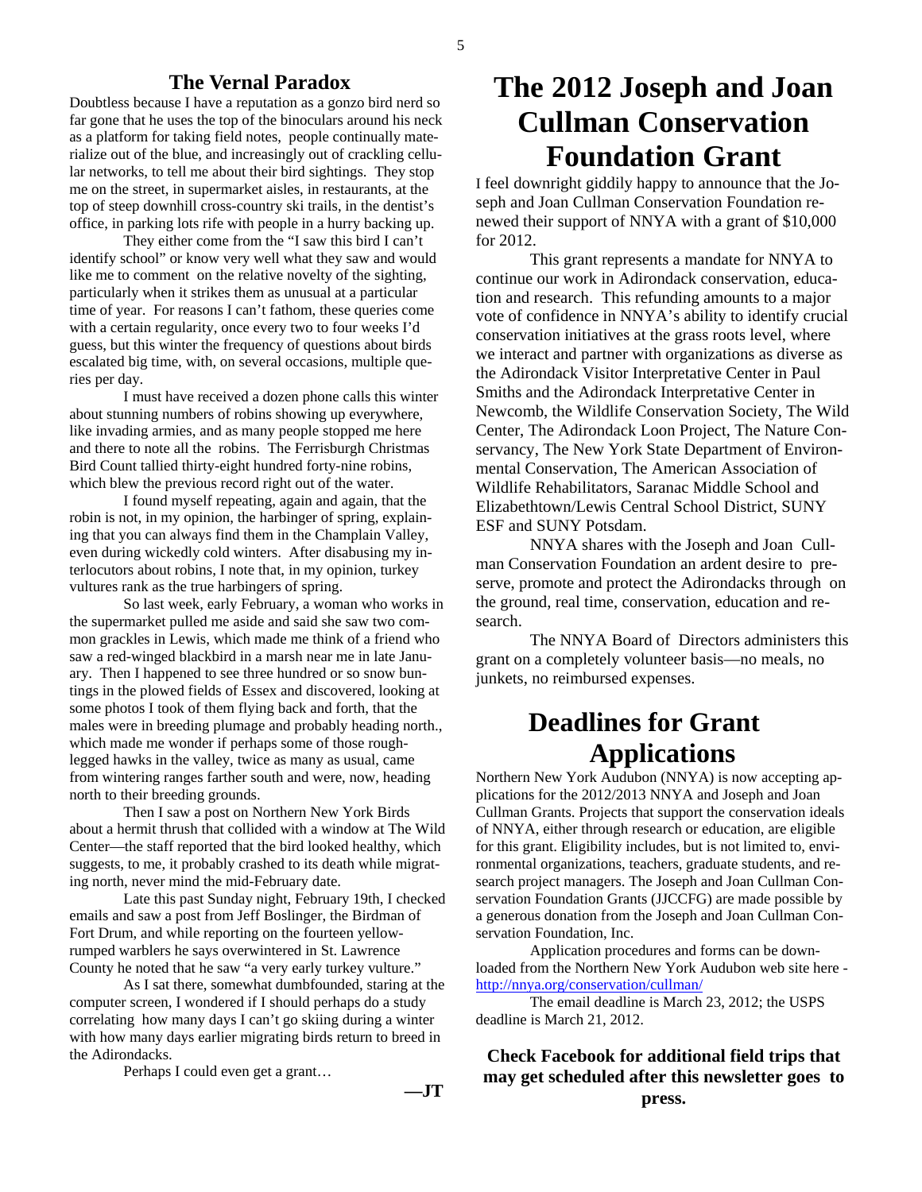## The Vernal Paradox

Doubtless because I have a reputation as a gonzo bird nerd so far gone that he uses the top of the binoculars around his neck as a platform for taking field notes, people continually materialize out of the blue, and increasingly out of crackling cellular networks, to tell me about their bird sightings. They stop me on the street, in supermarket aisles, in restaurants, at the top of steep downhill cross-country ski trails, in the dentist's office, in parking lots rife with people in a hurry backing up.

They either come from the "I saw this bird I can't identify school" or know very well what they saw and would like me to comment on the relative novelty of the sighting, particularly when it strikes them as unusual at a particular time of year. For reasons I can't fathom, these queries come with a certain regularity, once every two to four weeks I'd guess, but this winter the frequency of questions about birds escalated big time, with, on several occasions, multiple queries per day.

I must have received a dozen phone calls this winter about stunning numbers of robins showing up everywhere, like invading armies, and as many people stopped me here and there to note all the robins. The Ferrisburgh Christmas Bird Count tallied thirty-eight hundred forty-nine robins, which blew the previous record right out of the water.

I found myself repeating, again and again, that the robin is not, in my opinion, the harbinger of spring, explaining that you can always find them in the Champlain Valley, even during wickedly cold winters. After disabusing my interlocutors about robins, I note that, in my opinion, turkey vultures rank as the true harbingers of spring.

So last week, early February, a woman who works in the supermarket pulled me aside and said she saw two common grackles in Lewis, which made me think of a friend who saw a red-winged blackbird in a marsh near me in late January. Then I happened to see three hundred or so snow buntings in the plowed fields of Essex and discovered, looking at some photos I took of them flying back and forth, that the males were in breeding plumage and probably heading north., which made me wonder if perhaps some of those rough-legged hawks in the valley, twice as many as usual, came from wintering ranges farther south and were, now, heading north to their breeding grounds.

Then I saw a post on Northern New York Birds about a hermit thrush that collided with a window at The Wild Center—the staff reported that the bird looked healthy, which suggests, to me, it probably crashed to its death while migrating north, never mind the mid-February date.

Late this past Sunday night, February 19th, I checked emails and saw a post from Jeff Boslinger, the Birdman of Fort Drum, and while reporting on the fourteen yellow-rumped warblers he says overwintered in St. Lawrence County he noted that he saw "a very early turkey vulture."

As I sat there, somewhat dumbfounded, staring at the computer screen, I wondered if I should perhaps do a study correlating how many days I can't go skiing during a winter with how many days earlier migrating birds return to breed in the Adirondacks.

Perhaps I could even get a grant…

**—JT**

# The 2012 Joseph and Joan Cullman Conservation Foundation Grant

I feel downright giddily happy to announce that the Joseph and Joan Cullman Conservation Foundation renewed their support of NNYA with a grant of $10,000 for 2012.

This grant represents a mandate for NNYA to continue our work in Adirondack conservation, education and research. This refunding amounts to a major vote of confidence in NNYA's ability to identify crucial conservation initiatives at the grass roots level, where we interact and partner with organizations as diverse as the Adirondack Visitor Interpretative Center in Paul Smiths and the Adirondack Interpretative Center in Newcomb, the Wildlife Conservation Society, The Wild Center, The Adirondack Loon Project, The Nature Conservancy, The New York State Department of Environmental Conservation, The American Association of Wildlife Rehabilitators, Saranac Middle School and Elizabethtown/Lewis Central School District, SUNY ESF and SUNY Potsdam.

NNYA shares with the Joseph and Joan Cullman Conservation Foundation an ardent desire to preserve, promote and protect the Adirondacks through on the ground, real time, conservation, education and research.

The NNYA Board of Directors administers this grant on a completely volunteer basis—no meals, no junkets, no reimbursed expenses.

# Deadlines for Grant Applications

Northern New York Audubon (NNYA) is now accepting applications for the 2012/2013 NNYA and Joseph and Joan Cullman Grants. Projects that support the conservation ideals of NNYA, either through research or education, are eligible for this grant. Eligibility includes, but is not limited to, environmental organizations, teachers, graduate students, and research project managers. The Joseph and Joan Cullman Conservation Foundation Grants (JJCCFG) are made possible by a generous donation from the Joseph and Joan Cullman Conservation Foundation, Inc.

Application procedures and forms can be downloaded from the Northern New York Audubon web site here - http://nnya.org/conservation/cullman/

The email deadline is March 23, 2012; the USPS deadline is March 21, 2012.

**Check Facebook for additional field trips that may get scheduled after this newsletter goes to press.**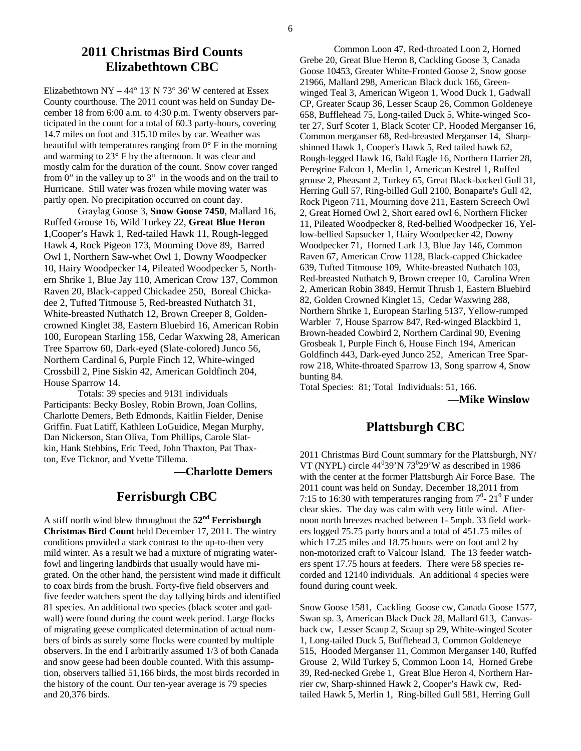# 2011 Christmas Bird Counts

## Elizabethtown CBC

Elizabethtown NY – 44° 13' N 73° 36' W centered at Essex County courthouse. The 2011 count was held on Sunday December 18 from 6:00 a.m. to 4:30 p.m. Twenty observers participated in the count for a total of 60.3 party-hours, covering 14.7 miles on foot and 315.10 miles by car. Weather was beautiful with temperatures ranging from 0° F in the morning and warming to 23° F by the afternoon. It was clear and mostly calm for the duration of the count. Snow cover ranged from 0" in the valley up to 3" in the woods and on the trail to Hurricane. Still water was frozen while moving water was partly open. No precipitation occurred on count day.

Graylag Goose 3, **Snow Goose 7450**, Mallard 16, Ruffed Grouse 16, Wild Turkey 22, **Great Blue Heron 1**,Cooper's Hawk 1, Red-tailed Hawk 11, Rough-legged Hawk 4, Rock Pigeon 173, Mourning Dove 89, Barred Owl 1, Northern Saw-whet Owl 1, Downy Woodpecker 10, Hairy Woodpecker 14, Pileated Woodpecker 5, Northern Shrike 1, Blue Jay 110, American Crow 137, Common Raven 20, Black-capped Chickadee 250, Boreal Chickadee 2, Tufted Titmouse 5, Red-breasted Nuthatch 31, White-breasted Nuthatch 12, Brown Creeper 8, Golden-crowned Kinglet 38, Eastern Bluebird 16, American Robin 100, European Starling 158, Cedar Waxwing 28, American Tree Sparrow 60, Dark-eyed (Slate-colored) Junco 56, Northern Cardinal 6, Purple Finch 12, White-winged Crossbill 2, Pine Siskin 42, American Goldfinch 204, House Sparrow 14.

Totals: 39 species and 9131 individuals

Participants: Becky Bosley, Robin Brown, Joan Collins, Charlotte Demers, Beth Edmonds, Kaitlin Fielder, Denise Griffin. Fuat Latiff, Kathleen LoGuidice, Megan Murphy, Dan Nickerson, Stan Oliva, Tom Phillips, Carole Slatkin, Hank Stebbins, Eric Teed, John Thaxton, Pat Thaxton, Eve Ticknor, and Yvette Tillema.

**—Charlotte Demers**

## Ferrisburgh CBC

A stiff north wind blew throughout the **52nd Ferrisburgh Christmas Bird Count** held December 17, 2011. The wintry conditions provided a stark contrast to the up-to-then very mild winter. As a result we had a mixture of migrating waterfowl and lingering landbirds that usually would have migrated. On the other hand, the persistent wind made it difficult to coax birds from the brush. Forty-five field observers and five feeder watchers spent the day tallying birds and identified 81 species. An additional two species (black scoter and gadwall) were found during the count week period. Large flocks of migrating geese complicated determination of actual numbers of birds as surely some flocks were counted by multiple observers. In the end I arbitrarily assumed 1/3 of both Canada and snow geese had been double counted. With this assumption, observers tallied 51,166 birds, the most birds recorded in the history of the count. Our ten-year average is 79 species and 20,376 birds.

Common Loon 47, Red-throated Loon 2, Horned Grebe 20, Great Blue Heron 8, Cackling Goose 3, Canada Goose 10453, Greater White-Fronted Goose 2, Snow goose 21966, Mallard 298, American Black duck 166, Green-winged Teal 3, American Wigeon 1, Wood Duck 1, Gadwall CP, Greater Scaup 36, Lesser Scaup 26, Common Goldeneye 658, Bufflehead 75, Long-tailed Duck 5, White-winged Scoter 27, Surf Scoter 1, Black Scoter CP, Hooded Merganser 16, Common merganser 68, Red-breasted Merganser 14, Sharp-shinned Hawk 1, Cooper's Hawk 5, Red tailed hawk 62, Rough-legged Hawk 16, Bald Eagle 16, Northern Harrier 28, Peregrine Falcon 1, Merlin 1, American Kestrel 1, Ruffed grouse 2, Pheasant 2, Turkey 65, Great Black-backed Gull 31, Herring Gull 57, Ring-billed Gull 2100, Bonaparte's Gull 42, Rock Pigeon 711, Mourning dove 211, Eastern Screech Owl 2, Great Horned Owl 2, Short eared owl 6, Northern Flicker 11, Pileated Woodpecker 8, Red-bellied Woodpecker 16, Yellow-bellied Sapsucker 1, Hairy Woodpecker 42, Downy Woodpecker 71, Horned Lark 13, Blue Jay 146, Common Raven 67, American Crow 1128, Black-capped Chickadee 639, Tufted Titmouse 109, White-breasted Nuthatch 103, Red-breasted Nuthatch 9, Brown creeper 10, Carolina Wren 2, American Robin 3849, Hermit Thrush 1, Eastern Bluebird 82, Golden Crowned Kinglet 15, Cedar Waxwing 288, Northern Shrike 1, European Starling 5137, Yellow-rumped Warbler 7, House Sparrow 847, Red-winged Blackbird 1, Brown-headed Cowbird 2, Northern Cardinal 90, Evening Grosbeak 1, Purple Finch 6, House Finch 194, American Goldfinch 443, Dark-eyed Junco 252, American Tree Sparrow 218, White-throated Sparrow 13, Song sparrow 4, Snow bunting 84.

Total Species: 81; Total Individuals: 51, 166.

**—Mike Winslow**

## Plattsburgh CBC

2011 Christmas Bird Count summary for the Plattsburgh, NY/VT (NYPL) circle $44^0$39'N $73^0$29'W as described in 1986 with the center at the former Plattsburgh Air Force Base. The 2011 count was held on Sunday, December 18,2011 from 7:15 to 16:30 with temperatures ranging from $7^0$- $21^0$ F under clear skies. The day was calm with very little wind. Afternoon north breezes reached between 1- 5mph. 33 field workers logged 75.75 party hours and a total of 451.75 miles of which 17.25 miles and 18.75 hours were on foot and 2 by non-motorized craft to Valcour Island. The 13 feeder watchers spent 17.75 hours at feeders. There were 58 species recorded and 12140 individuals. An additional 4 species were found during count week.

Snow Goose 1581, Cackling Goose cw, Canada Goose 1577, Swan sp. 3, American Black Duck 28, Mallard 613, Canvasback cw, Lesser Scaup 2, Scaup sp 29, White-winged Scoter 1, Long-tailed Duck 5, Bufflehead 3, Common Goldeneye 515, Hooded Merganser 11, Common Merganser 140, Ruffed Grouse 2, Wild Turkey 5, Common Loon 14, Horned Grebe 39, Red-necked Grebe 1, Great Blue Heron 4, Northern Harrier cw, Sharp-shinned Hawk 2, Cooper's Hawk cw, Red-tailed Hawk 5, Merlin 1, Ring-billed Gull 581, Herring Gull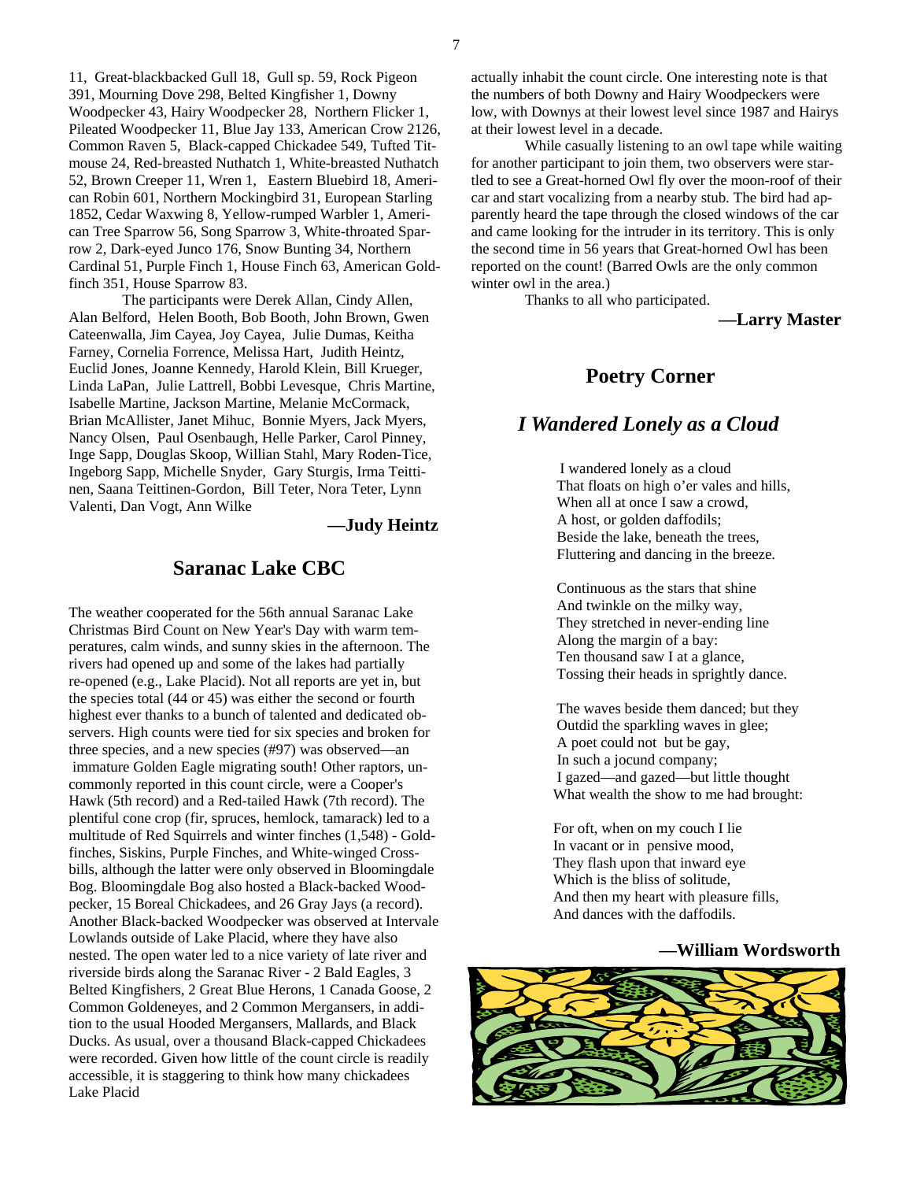11, Great-blackbacked Gull 18, Gull sp. 59, Rock Pigeon 391, Mourning Dove 298, Belted Kingfisher 1, Downy Woodpecker 43, Hairy Woodpecker 28, Northern Flicker 1, Pileated Woodpecker 11, Blue Jay 133, American Crow 2126, Common Raven 5, Black-capped Chickadee 549, Tufted Titmouse 24, Red-breasted Nuthatch 1, White-breasted Nuthatch 52, Brown Creeper 11, Wren 1, Eastern Bluebird 18, American Robin 601, Northern Mockingbird 31, European Starling 1852, Cedar Waxwing 8, Yellow-rumped Warbler 1, American Tree Sparrow 56, Song Sparrow 3, White-throated Sparrow 2, Dark-eyed Junco 176, Snow Bunting 34, Northern Cardinal 51, Purple Finch 1, House Finch 63, American Goldfinch 351, House Sparrow 83.

The participants were Derek Allan, Cindy Allen, Alan Belford, Helen Booth, Bob Booth, John Brown, Gwen Cateenwalla, Jim Cayea, Joy Cayea, Julie Dumas, Keitha Farney, Cornelia Forrence, Melissa Hart, Judith Heintz, Euclid Jones, Joanne Kennedy, Harold Klein, Bill Krueger, Linda LaPan, Julie Lattrell, Bobbi Levesque, Chris Martine, Isabelle Martine, Jackson Martine, Melanie McCormack, Brian McAllister, Janet Mihuc, Bonnie Myers, Jack Myers, Nancy Olsen, Paul Osenbaugh, Helle Parker, Carol Pinney, Inge Sapp, Douglas Skoop, Willian Stahl, Mary Roden-Tice, Ingeborg Sapp, Michelle Snyder, Gary Sturgis, Irma Teittinen, Saana Teittinen-Gordon, Bill Teter, Nora Teter, Lynn Valenti, Dan Vogt, Ann Wilke

**—Judy Heintz**

## Saranac Lake CBC

The weather cooperated for the 56th annual Saranac Lake Christmas Bird Count on New Year's Day with warm temperatures, calm winds, and sunny skies in the afternoon. The rivers had opened up and some of the lakes had partially re-opened (e.g., Lake Placid). Not all reports are yet in, but the species total (44 or 45) was either the second or fourth highest ever thanks to a bunch of talented and dedicated observers. High counts were tied for six species and broken for three species, and a new species (#97) was observed—an immature Golden Eagle migrating south! Other raptors, uncommonly reported in this count circle, were a Cooper's Hawk (5th record) and a Red-tailed Hawk (7th record). The plentiful cone crop (fir, spruces, hemlock, tamarack) led to a multitude of Red Squirrels and winter finches (1,548) - Goldfinches, Siskins, Purple Finches, and White-winged Crossbills, although the latter were only observed in Bloomingdale Bog. Bloomingdale Bog also hosted a Black-backed Woodpecker, 15 Boreal Chickadees, and 26 Gray Jays (a record). Another Black-backed Woodpecker was observed at Intervale Lowlands outside of Lake Placid, where they have also nested. The open water led to a nice variety of late river and riverside birds along the Saranac River - 2 Bald Eagles, 3 Belted Kingfishers, 2 Great Blue Herons, 1 Canada Goose, 2 Common Goldeneyes, and 2 Common Mergansers, in addition to the usual Hooded Mergansers, Mallards, and Black Ducks. As usual, over a thousand Black-capped Chickadees were recorded. Given how little of the count circle is readily accessible, it is staggering to think how many chickadees Lake Placid actually inhabit the count circle. One interesting note is that the numbers of both Downy and Hairy Woodpeckers were low, with Downys at their lowest level since 1987 and Hairys at their lowest level in a decade.

While casually listening to an owl tape while waiting for another participant to join them, two observers were startled to see a Great-horned Owl fly over the moon-roof of their car and start vocalizing from a nearby stub. The bird had apparently heard the tape through the closed windows of the car and came looking for the intruder in its territory. This is only the second time in 56 years that Great-horned Owl has been reported on the count! (Barred Owls are the only common winter owl in the area.)

Thanks to all who participated.

**—Larry Master**

## Poetry Corner

### *I Wandered Lonely as a Cloud*

I wandered lonely as a cloud  
That floats on high o'er vales and hills,  
When all at once I saw a crowd,  
A host, or golden daffodils;  
Beside the lake, beneath the trees,  
Fluttering and dancing in the breeze.

Continuous as the stars that shine  
And twinkle on the milky way,  
They stretched in never-ending line  
Along the margin of a bay:  
Ten thousand saw I at a glance,  
Tossing their heads in sprightly dance.

The waves beside them danced; but they  
Outdid the sparkling waves in glee;  
A poet could not but be gay,  
In such a jocund company;  
I gazed—and gazed—but little thought  
What wealth the show to me had brought:

For oft, when on my couch I lie  
In vacant or in pensive mood,  
They flash upon that inward eye  
Which is the bliss of solitude,  
And then my heart with pleasure fills,  
And dances with the daffodils.

**—William Wordsworth**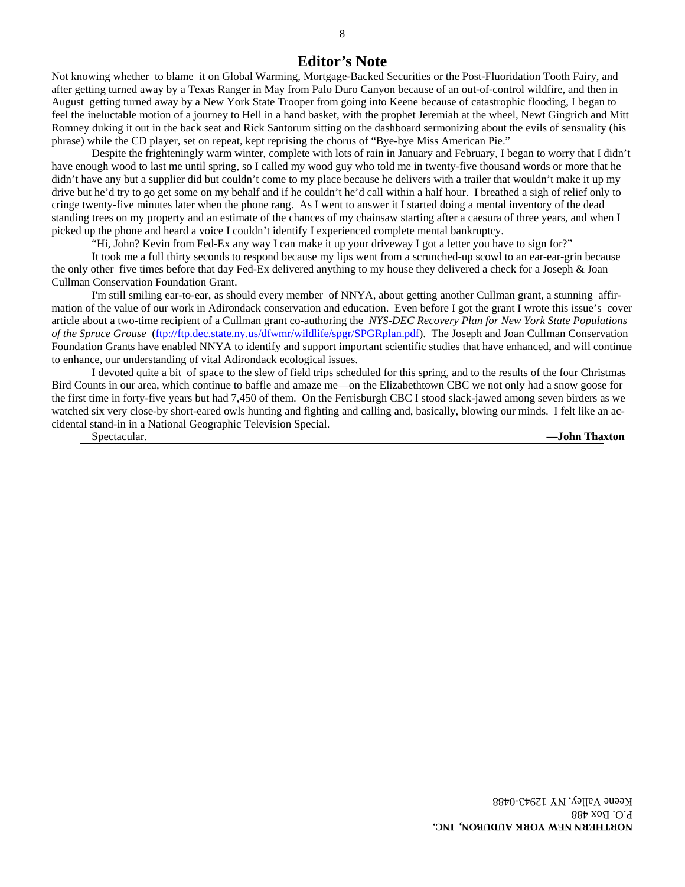# Editor's Note

Not knowing whether to blame it on Global Warming, Mortgage-Backed Securities or the Post-Fluoridation Tooth Fairy, and after getting turned away by a Texas Ranger in May from Palo Duro Canyon because of an out-of-control wildfire, and then in August getting turned away by a New York State Trooper from going into Keene because of catastrophic flooding, I began to feel the ineluctable motion of a journey to Hell in a hand basket, with the prophet Jeremiah at the wheel, Newt Gingrich and Mitt Romney duking it out in the back seat and Rick Santorum sitting on the dashboard sermonizing about the evils of sensuality (his phrase) while the CD player, set on repeat, kept reprising the chorus of "Bye-bye Miss American Pie."

Despite the frighteningly warm winter, complete with lots of rain in January and February, I began to worry that I didn't have enough wood to last me until spring, so I called my wood guy who told me in twenty-five thousand words or more that he didn't have any but a supplier did but couldn't come to my place because he delivers with a trailer that wouldn't make it up my drive but he'd try to go get some on my behalf and if he couldn't he'd call within a half hour. I breathed a sigh of relief only to cringe twenty-five minutes later when the phone rang. As I went to answer it I started doing a mental inventory of the dead standing trees on my property and an estimate of the chances of my chainsaw starting after a caesura of three years, and when I picked up the phone and heard a voice I couldn't identify I experienced complete mental bankruptcy.

"Hi, John? Kevin from Fed-Ex any way I can make it up your driveway I got a letter you have to sign for?"

It took me a full thirty seconds to respond because my lips went from a scrunched-up scowl to an ear-ear-grin because the only other five times before that day Fed-Ex delivered anything to my house they delivered a check for a Joseph & Joan Cullman Conservation Foundation Grant.

I'm still smiling ear-to-ear, as should every member of NNYA, about getting another Cullman grant, a stunning affirmation of the value of our work in Adirondack conservation and education. Even before I got the grant I wrote this issue's cover article about a two-time recipient of a Cullman grant co-authoring the *NYS-DEC Recovery Plan for New York State Populations of the Spruce Grouse* (ftp://ftp.dec.state.ny.us/dfwmr/wildlife/spgr/SPGRplan.pdf). The Joseph and Joan Cullman Conservation Foundation Grants have enabled NNYA to identify and support important scientific studies that have enhanced, and will continue to enhance, our understanding of vital Adirondack ecological issues.

I devoted quite a bit of space to the slew of field trips scheduled for this spring, and to the results of the four Christmas Bird Counts in our area, which continue to baffle and amaze me—on the Elizabethtown CBC we not only had a snow goose for the first time in forty-five years but had 7,450 of them. On the Ferrisburgh CBC I stood slack-jawed among seven birders as we watched six very close-by short-eared owls hunting and fighting and calling and, basically, blowing our minds. I felt like an accidental stand-in in a National Geographic Television Special.

Spectacular.

**—John Thaxton**

**NORTHERN NEW YORK AUDUBON, INC.**
P.O. Box 488
Keene Valley, NY 12943-0488